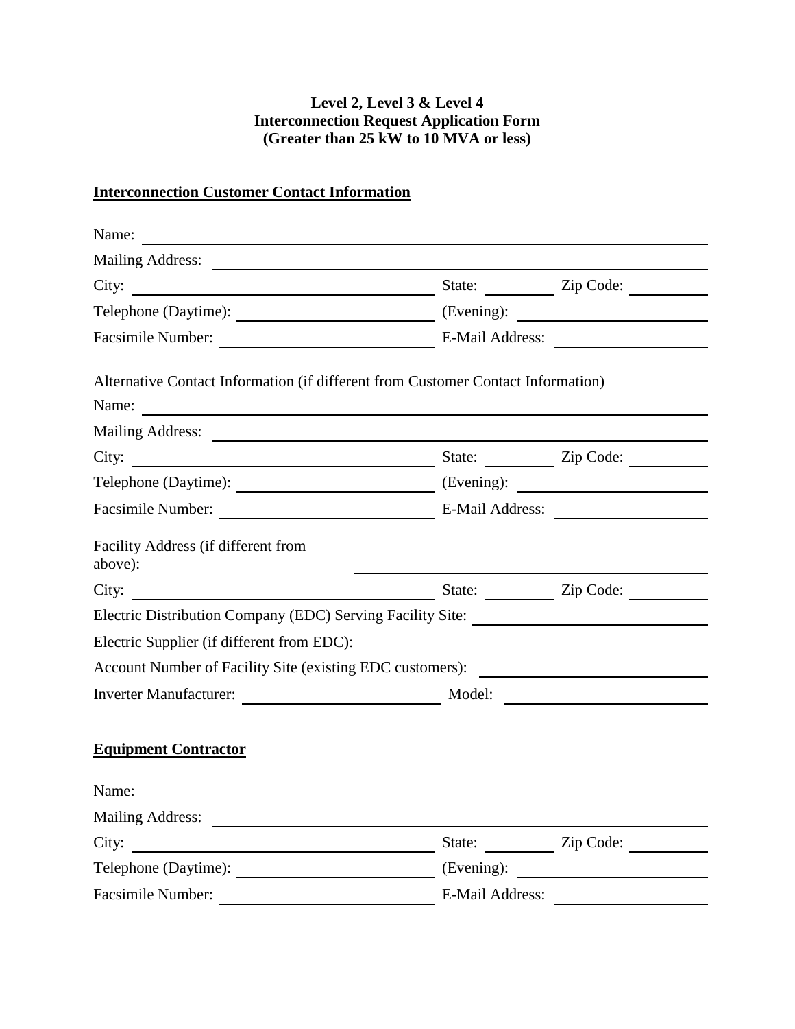**Level 2, Level 3 & Level 4**
**Interconnection Request Application Form**
**(Greater than 25 kW to 10 MVA or less)**

## Interconnection Customer Contact Information

Name: ______________________________________________

Mailing Address: ______________________________________________

City: ________________________ State: __________ Zip Code: __________

Telephone (Daytime): ________________________ (Evening): ________________________

Facsimile Number: ________________________ E-Mail Address: ________________________

Alternative Contact Information (if different from Customer Contact Information)

Name: ______________________________________________

Mailing Address: ______________________________________________

City: ________________________ State: __________ Zip Code: __________

Telephone (Daytime): ________________________ (Evening): ________________________

Facsimile Number: ________________________ E-Mail Address: ________________________

Facility Address (if different from above): ______________________________________________

City: ________________________ State: __________ Zip Code: __________

Electric Distribution Company (EDC) Serving Facility Site: ________________________

Electric Supplier (if different from EDC):

Account Number of Facility Site (existing EDC customers): ________________________

Inverter Manufacturer: ________________________ Model: ________________________

## Equipment Contractor

Name: ______________________________________________

Mailing Address: ______________________________________________

City: ________________________ State: __________ Zip Code: __________

Telephone (Daytime): ________________________ (Evening): ________________________

Facsimile Number: ________________________ E-Mail Address: ________________________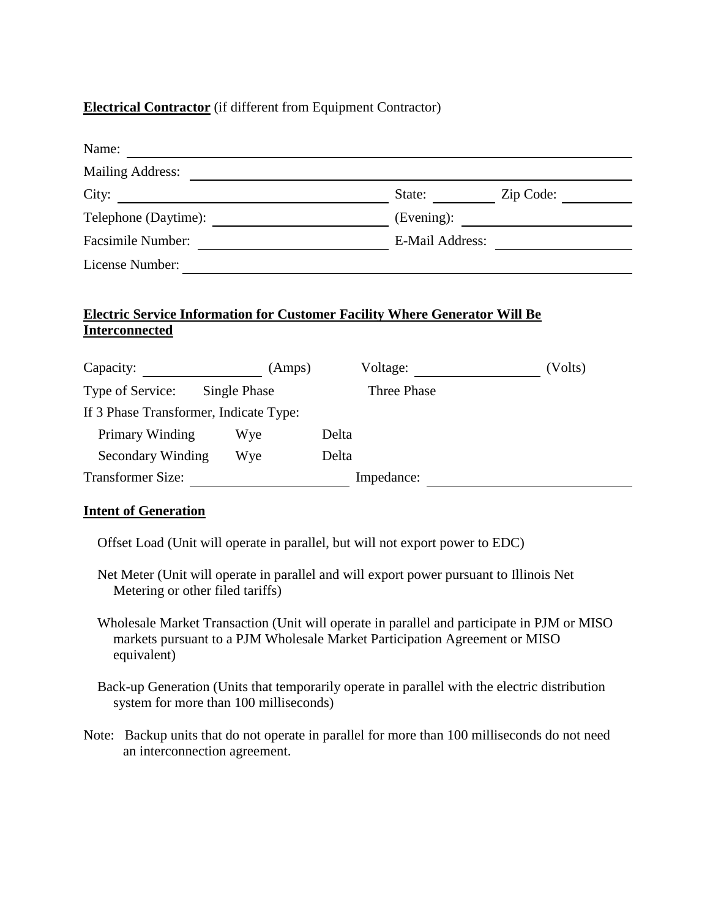**Electrical Contractor** (if different from Equipment Contractor)

Name: ______________________________________________

Mailing Address: ______________________________________________

City: ______________________ State: __________ Zip Code: __________

Telephone (Daytime): ______________________ (Evening): ______________________

Facsimile Number: ______________________ E-Mail Address: ______________________

License Number: ______________________________________________

**Electric Service Information for Customer Facility Where Generator Will Be Interconnected**

Capacity: ______________ (Amps) Voltage: ______________ (Volts)

Type of Service: Single Phase Three Phase

If 3 Phase Transformer, Indicate Type:

Primary Winding Wye Delta

Secondary Winding Wye Delta

Transformer Size: ______________________ Impedance: ______________________

**Intent of Generation**

Offset Load (Unit will operate in parallel, but will not export power to EDC)

Net Meter (Unit will operate in parallel and will export power pursuant to Illinois Net Metering or other filed tariffs)

Wholesale Market Transaction (Unit will operate in parallel and participate in PJM or MISO markets pursuant to a PJM Wholesale Market Participation Agreement or MISO equivalent)

Back-up Generation (Units that temporarily operate in parallel with the electric distribution system for more than 100 milliseconds)

Note: Backup units that do not operate in parallel for more than 100 milliseconds do not need an interconnection agreement.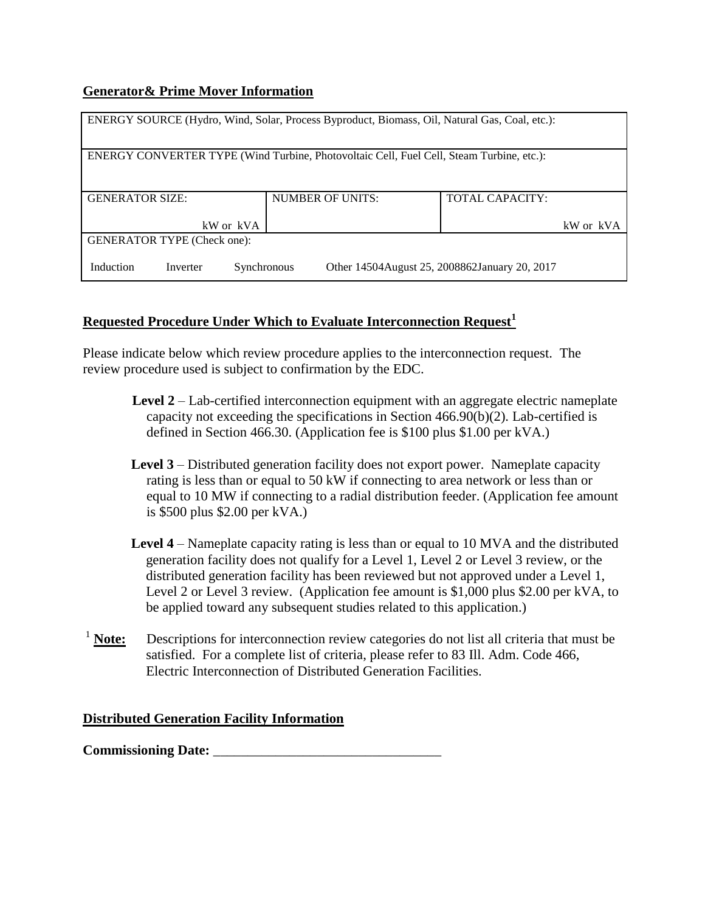**Generator& Prime Mover Information**

| ENERGY SOURCE (Hydro, Wind, Solar, Process Byproduct, Biomass, Oil, Natural Gas, Coal, etc.): | | |
|---|---|---|
| ENERGY CONVERTER TYPE (Wind Turbine, Photovoltaic Cell, Fuel Cell, Steam Turbine, etc.): | | |
| GENERATOR SIZE: kW or kVA | NUMBER OF UNITS: | TOTAL CAPACITY: kW or kVA |
| GENERATOR TYPE (Check one): Induction Inverter Synchronous Other 14504August 25, 2008862January 20, 2017 | | |

**Requested Procedure Under Which to Evaluate Interconnection Request[1]**

Please indicate below which review procedure applies to the interconnection request. The review procedure used is subject to confirmation by the EDC.

**Level 2** – Lab-certified interconnection equipment with an aggregate electric nameplate capacity not exceeding the specifications in Section 466.90(b)(2). Lab-certified is defined in Section 466.30. (Application fee is $100 plus $1.00 per kVA.)

**Level 3** – Distributed generation facility does not export power. Nameplate capacity rating is less than or equal to 50 kW if connecting to area network or less than or equal to 10 MW if connecting to a radial distribution feeder. (Application fee amount is $500 plus $2.00 per kVA.)

**Level 4** – Nameplate capacity rating is less than or equal to 10 MVA and the distributed generation facility does not qualify for a Level 1, Level 2 or Level 3 review, or the distributed generation facility has been reviewed but not approved under a Level 1, Level 2 or Level 3 review. (Application fee amount is $1,000 plus $2.00 per kVA, to be applied toward any subsequent studies related to this application.)

[1] **Note:** Descriptions for interconnection review categories do not list all criteria that must be satisfied. For a complete list of criteria, please refer to 83 Ill. Adm. Code 466, Electric Interconnection of Distributed Generation Facilities.

**Distributed Generation Facility Information**

**Commissioning Date:** ________________________________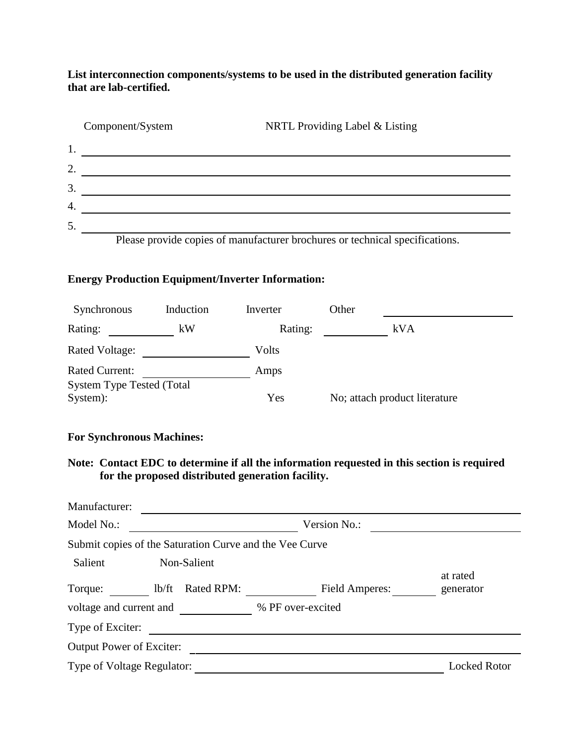**List interconnection components/systems to be used in the distributed generation facility that are lab-certified.**

| | Component/System | NRTL Providing Label & Listing |
|---|---|---|
| 1. | | |
| 2. | | |
| 3. | | |
| 4. | | |
| 5. | | |

Please provide copies of manufacturer brochures or technical specifications.

**Energy Production Equipment/Inverter Information:**

Synchronous    Induction    Inverter    Other ____________________

Rating: __________ kW    Rating: __________ kVA

Rated Voltage: ________________ Volts

Rated Current: ________________ Amps

System Type Tested (Total System):    Yes    No; attach product literature

**For Synchronous Machines:**

**Note: Contact EDC to determine if all the information requested in this section is required for the proposed distributed generation facility.**

Manufacturer: ____________________________________________

Model No.: ________________________ Version No.: ____________________

Submit copies of the Saturation Curve and the Vee Curve

Salient    Non-Salient

Torque: ______ lb/ft  Rated RPM: __________ Field Amperes: ______ at rated generator voltage and current and __________ % PF over-excited

Type of Exciter: ____________________________________________

Output Power of Exciter: ____________________________________________

Type of Voltage Regulator: ________________________________________ Locked Rotor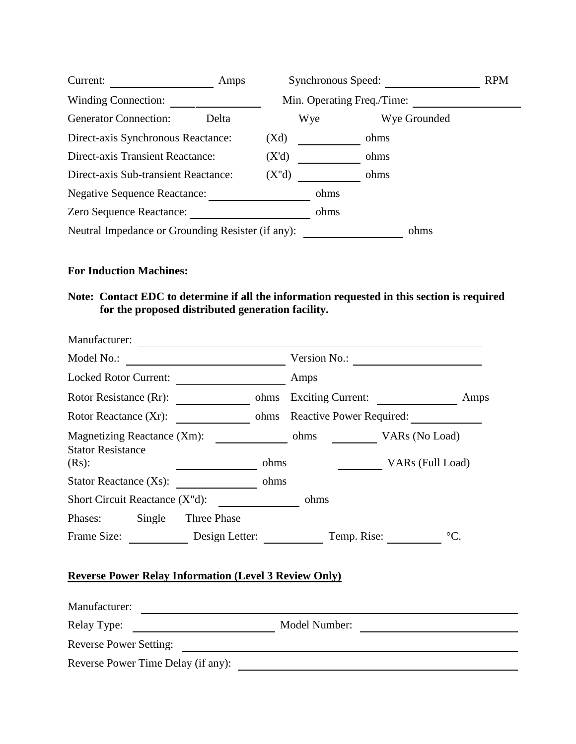Current: __________ Amps Synchronous Speed: __________ RPM

Winding Connection: __________ Min. Operating Freq./Time: __________

Generator Connection: Delta Wye Wye Grounded

Direct-axis Synchronous Reactance: (Xd) __________ ohms

Direct-axis Transient Reactance: (X'd) __________ ohms

Direct-axis Sub-transient Reactance: (X"d) __________ ohms

Negative Sequence Reactance: __________ ohms

Zero Sequence Reactance: __________ ohms

Neutral Impedance or Grounding Resister (if any): __________ ohms

**For Induction Machines:**

**Note: Contact EDC to determine if all the information requested in this section is required for the proposed distributed generation facility.**

Manufacturer: __________

Model No.: __________ Version No.: __________

Locked Rotor Current: __________ Amps

Rotor Resistance (Rr): __________ ohms Exciting Current: __________ Amps

Rotor Reactance (Xr): __________ ohms Reactive Power Required: __________

Magnetizing Reactance (Xm): __________ ohms __________ VARs (No Load)

Stator Resistance (Rs): __________ ohms __________ VARs (Full Load)

Stator Reactance (Xs): __________ ohms

Short Circuit Reactance (X"d): __________ ohms

Phases: Single Three Phase

Frame Size: __________ Design Letter: __________ Temp. Rise: __________ °C.

## Reverse Power Relay Information (Level 3 Review Only)

Manufacturer: __________

Relay Type: __________ Model Number: __________

Reverse Power Setting: __________

Reverse Power Time Delay (if any): __________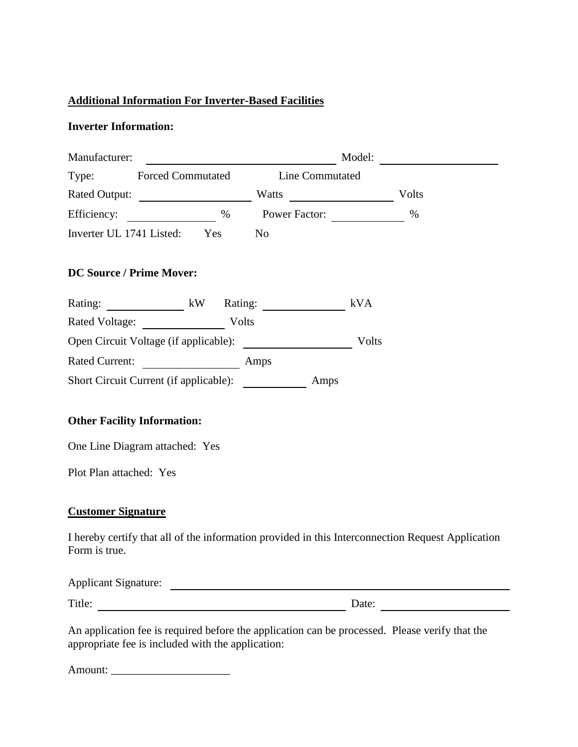**Additional Information For Inverter-Based Facilities**

**Inverter Information:**

Manufacturer: ______________________________ Model: ____________________

Type: Forced Commutated Line Commutated

Rated Output: ________________ Watts ________________ Volts

Efficiency: ____________ % Power Factor: ___________ %

Inverter UL 1741 Listed: Yes No

**DC Source / Prime Mover:**

Rating: ___________ kW Rating: ____________ kVA

Rated Voltage: ____________ Volts

Open Circuit Voltage (if applicable): ________________ Volts

Rated Current: ______________ Amps

Short Circuit Current (if applicable): __________ Amps

**Other Facility Information:**

One Line Diagram attached: Yes

Plot Plan attached: Yes

**Customer Signature**

I hereby certify that all of the information provided in this Interconnection Request Application Form is true.

Applicant Signature: ____________________________________________________

Title: ________________________________________ Date: ____________________

An application fee is required before the application can be processed. Please verify that the appropriate fee is included with the application:

Amount: ____________________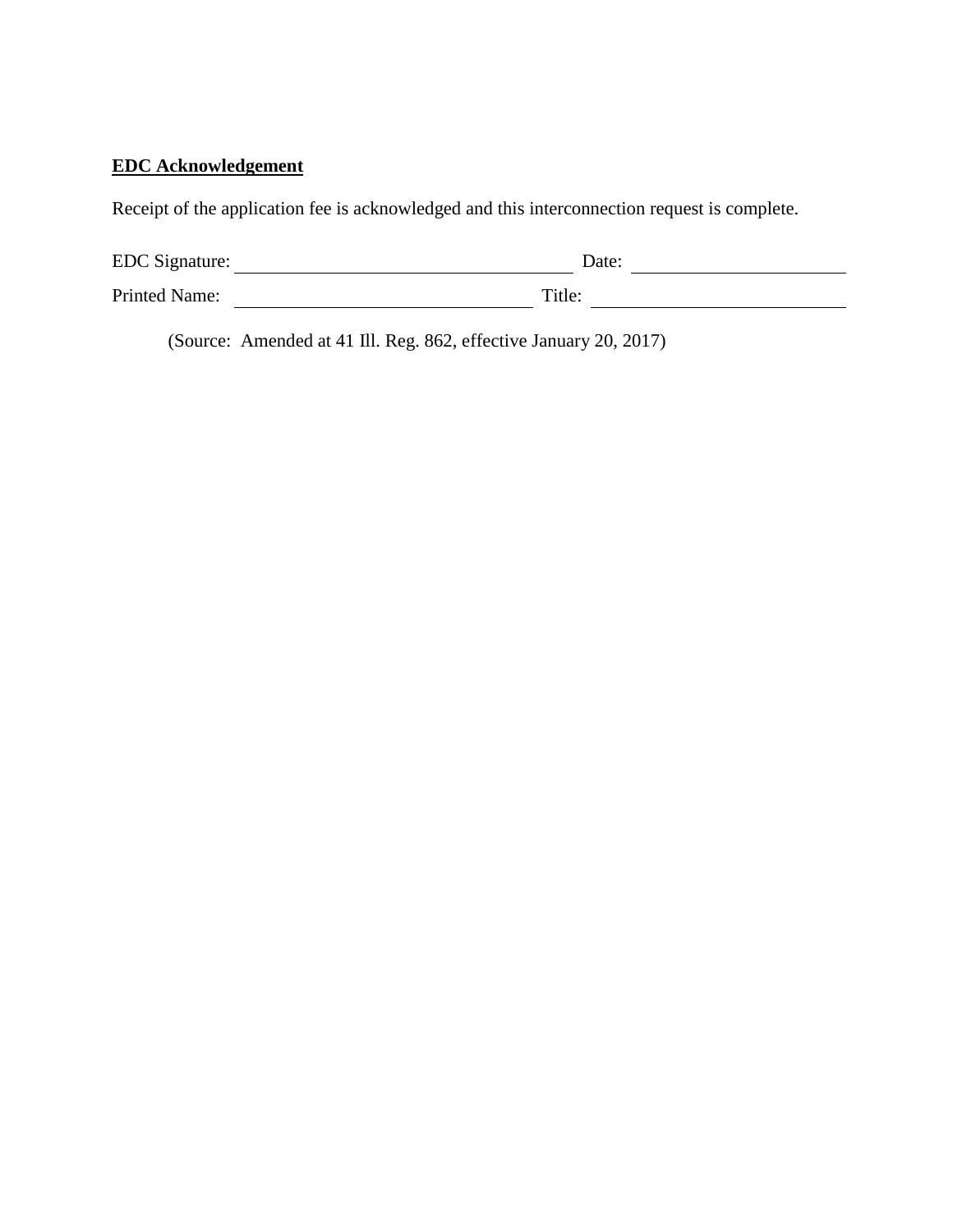**<u>EDC Acknowledgement</u>**

Receipt of the application fee is acknowledged and this interconnection request is complete.

EDC Signature: ______________________________ Date: ____________________

Printed Name: ____________________________ Title: ______________________

(Source: Amended at 41 Ill. Reg. 862, effective January 20, 2017)